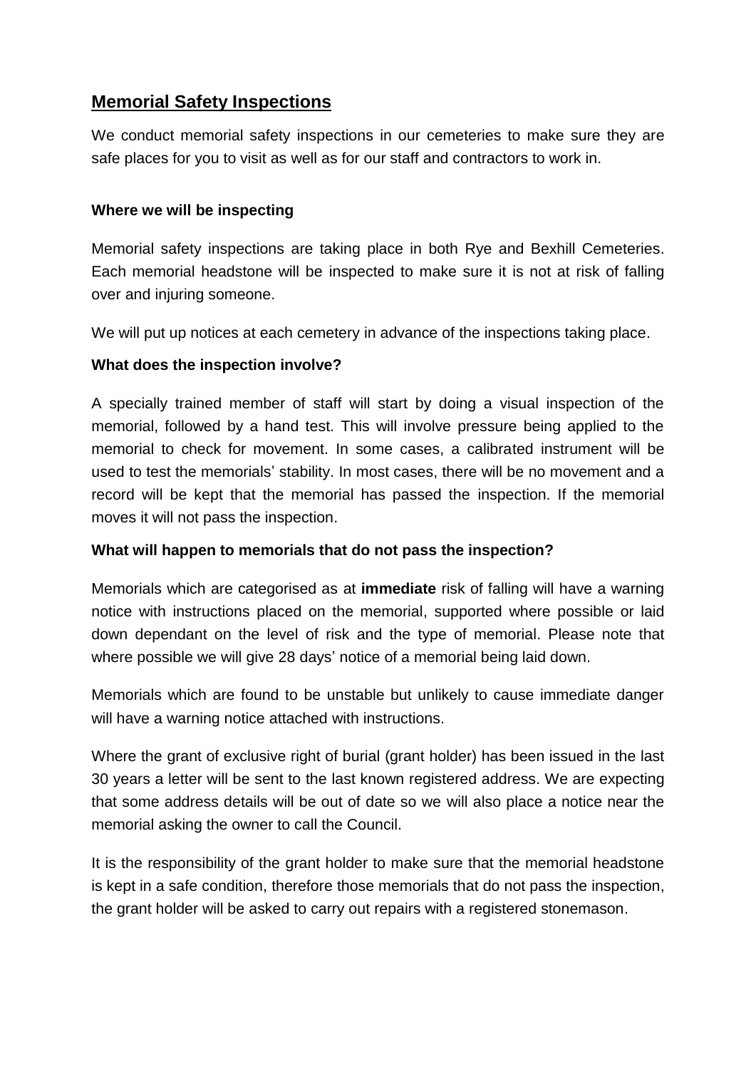## Memorial Safety Inspections

We conduct memorial safety inspections in our cemeteries to make sure they are safe places for you to visit as well as for our staff and contractors to work in.

### Where we will be inspecting

Memorial safety inspections are taking place in both Rye and Bexhill Cemeteries. Each memorial headstone will be inspected to make sure it is not at risk of falling over and injuring someone.

We will put up notices at each cemetery in advance of the inspections taking place.

### What does the inspection involve?

A specially trained member of staff will start by doing a visual inspection of the memorial, followed by a hand test. This will involve pressure being applied to the memorial to check for movement. In some cases, a calibrated instrument will be used to test the memorials' stability. In most cases, there will be no movement and a record will be kept that the memorial has passed the inspection. If the memorial moves it will not pass the inspection.

### What will happen to memorials that do not pass the inspection?

Memorials which are categorised as at **immediate** risk of falling will have a warning notice with instructions placed on the memorial, supported where possible or laid down dependant on the level of risk and the type of memorial. Please note that where possible we will give 28 days' notice of a memorial being laid down.

Memorials which are found to be unstable but unlikely to cause immediate danger will have a warning notice attached with instructions.

Where the grant of exclusive right of burial (grant holder) has been issued in the last 30 years a letter will be sent to the last known registered address. We are expecting that some address details will be out of date so we will also place a notice near the memorial asking the owner to call the Council.

It is the responsibility of the grant holder to make sure that the memorial headstone is kept in a safe condition, therefore those memorials that do not pass the inspection, the grant holder will be asked to carry out repairs with a registered stonemason.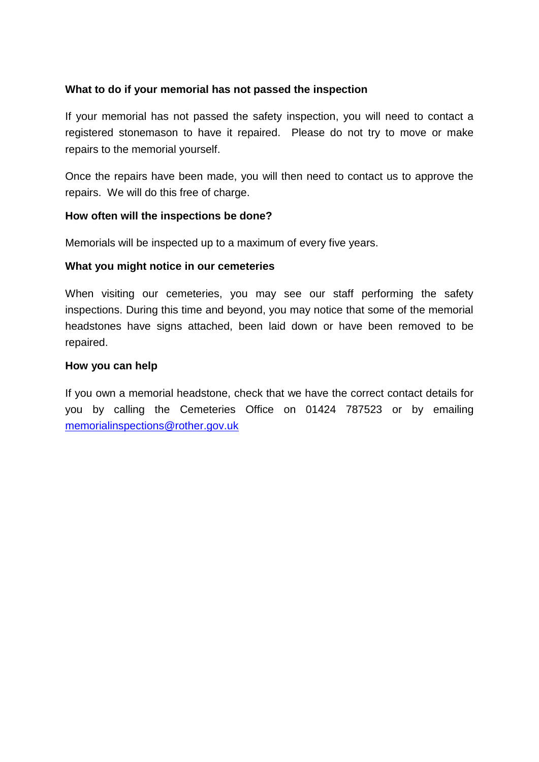**What to do if your memorial has not passed the inspection**

If your memorial has not passed the safety inspection, you will need to contact a registered stonemason to have it repaired. Please do not try to move or make repairs to the memorial yourself.

Once the repairs have been made, you will then need to contact us to approve the repairs. We will do this free of charge.

**How often will the inspections be done?**

Memorials will be inspected up to a maximum of every five years.

**What you might notice in our cemeteries**

When visiting our cemeteries, you may see our staff performing the safety inspections. During this time and beyond, you may notice that some of the memorial headstones have signs attached, been laid down or have been removed to be repaired.

**How you can help**

If you own a memorial headstone, check that we have the correct contact details for you by calling the Cemeteries Office on 01424 787523 or by emailing [memorialinspections@rother.gov.uk](mailto:memorialinspections@rother.gov.uk)